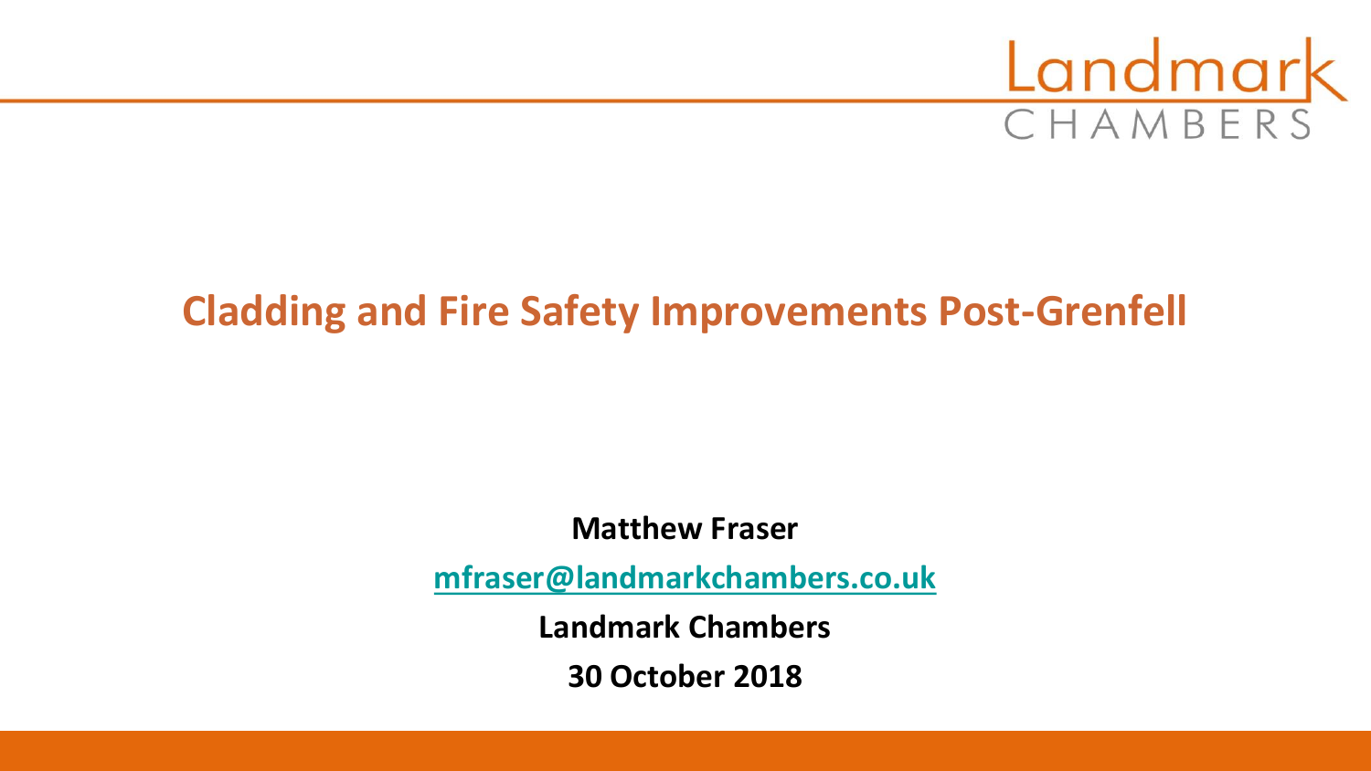Landmark CHAMBERS

# Cladding and Fire Safety Improvements Post-Grenfell

**Matthew Fraser**

**mfraser@landmarkchambers.co.uk**

**Landmark Chambers**

**30 October 2018**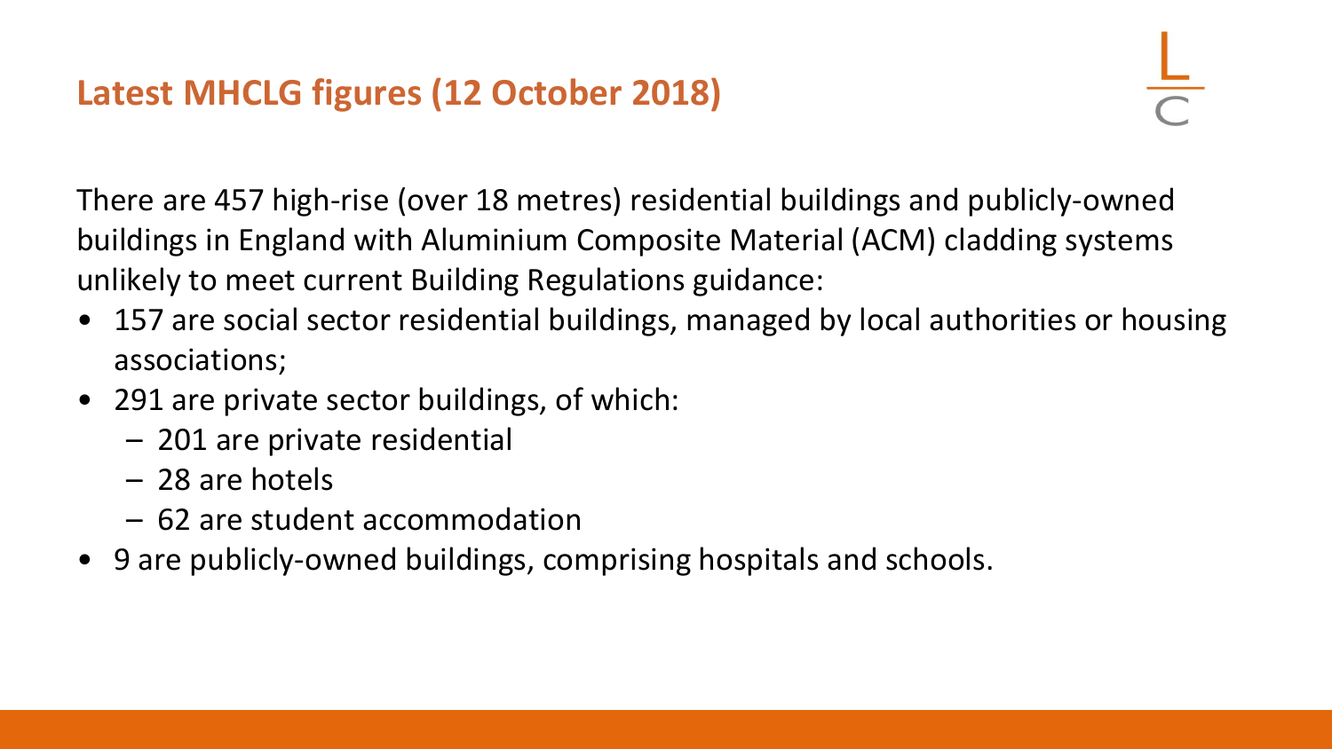## Latest MHCLG figures (12 October 2018)

There are 457 high-rise (over 18 metres) residential buildings and publicly-owned buildings in England with Aluminium Composite Material (ACM) cladding systems unlikely to meet current Building Regulations guidance:

- 157 are social sector residential buildings, managed by local authorities or housing associations;
- 291 are private sector buildings, of which:
  - 201 are private residential
  - 28 are hotels
  - 62 are student accommodation
- 9 are publicly-owned buildings, comprising hospitals and schools.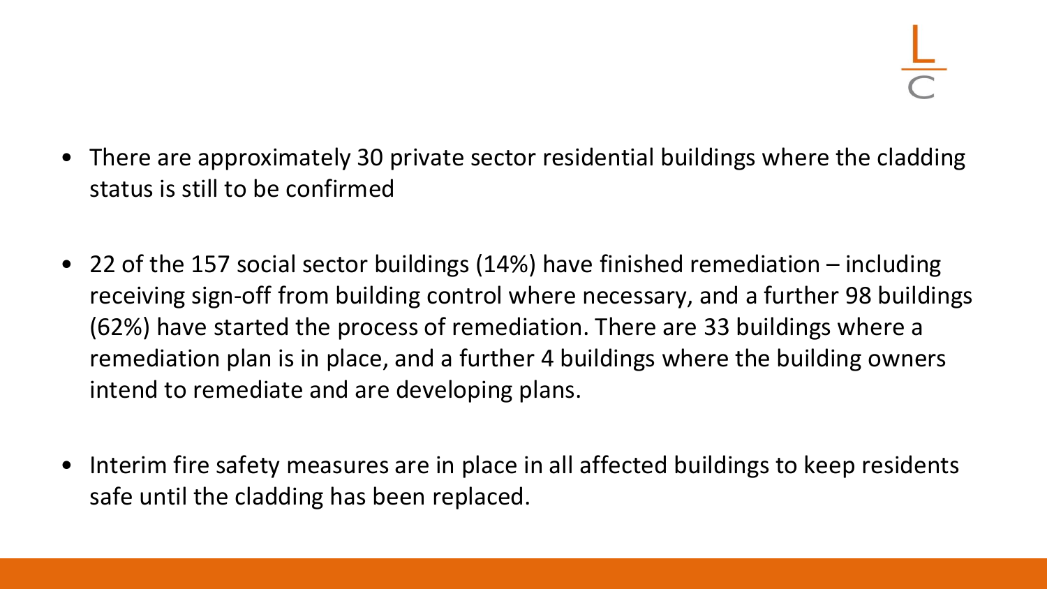- There are approximately 30 private sector residential buildings where the cladding status is still to be confirmed

- 22 of the 157 social sector buildings (14%) have finished remediation – including receiving sign-off from building control where necessary, and a further 98 buildings (62%) have started the process of remediation. There are 33 buildings where a remediation plan is in place, and a further 4 buildings where the building owners intend to remediate and are developing plans.

- Interim fire safety measures are in place in all affected buildings to keep residents safe until the cladding has been replaced.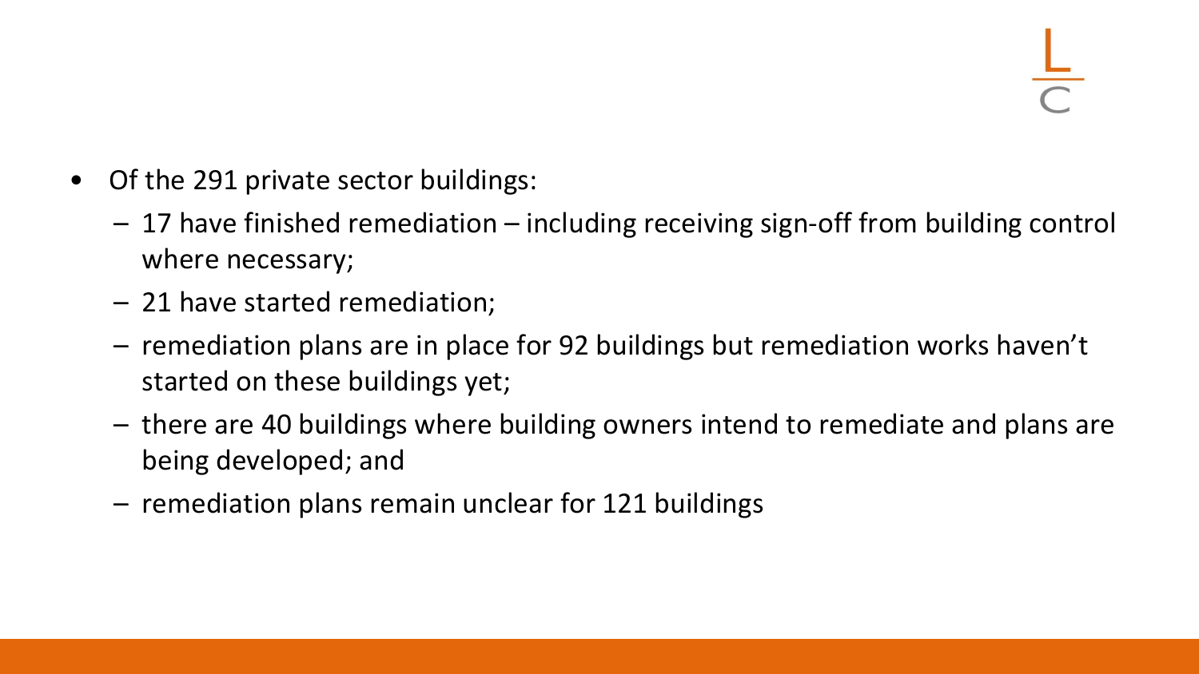- Of the 291 private sector buildings:
  - 17 have finished remediation – including receiving sign-off from building control where necessary;
  - 21 have started remediation;
  - remediation plans are in place for 92 buildings but remediation works haven't started on these buildings yet;
  - there are 40 buildings where building owners intend to remediate and plans are being developed; and
  - remediation plans remain unclear for 121 buildings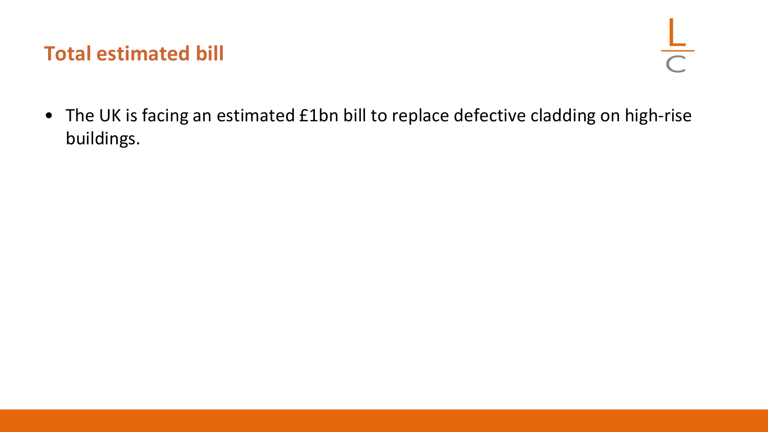## Total estimated bill

- The UK is facing an estimated £1bn bill to replace defective cladding on high-rise buildings.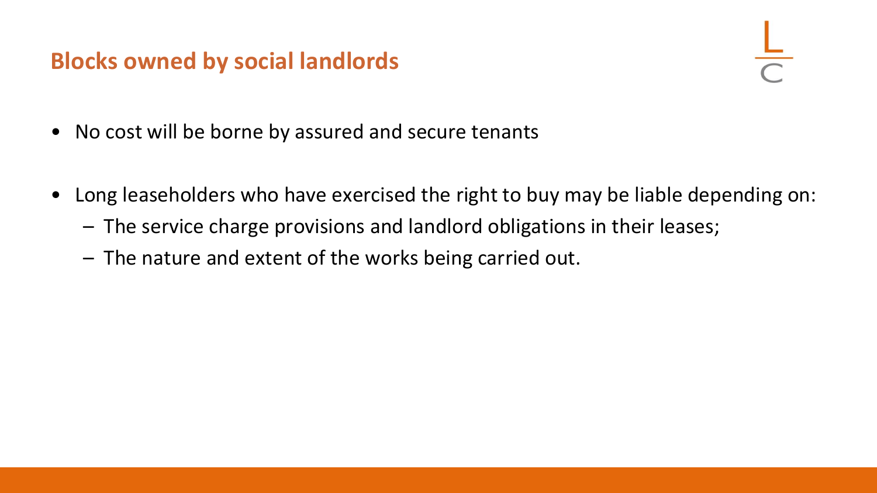## Blocks owned by social landlords

- No cost will be borne by assured and secure tenants
- Long leaseholders who have exercised the right to buy may be liable depending on:
  - The service charge provisions and landlord obligations in their leases;
  - The nature and extent of the works being carried out.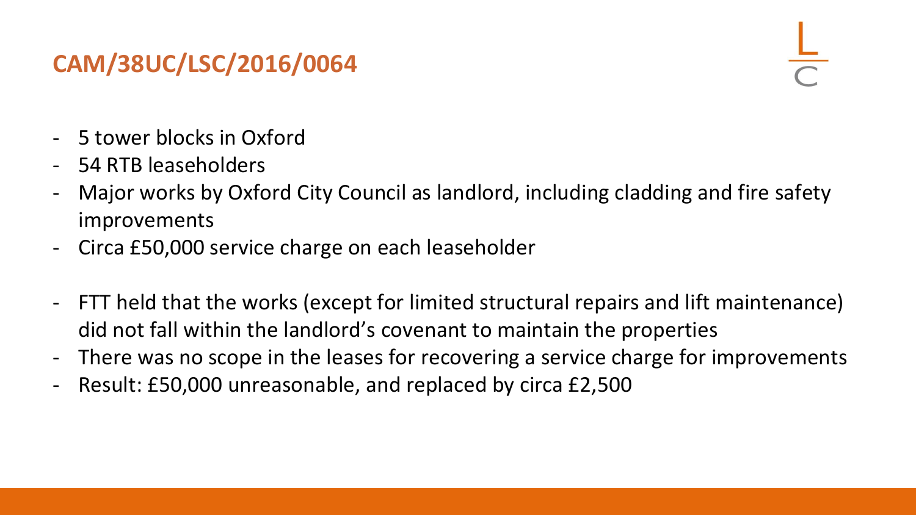## CAM/38UC/LSC/2016/0064

- 5 tower blocks in Oxford
- 54 RTB leaseholders
- Major works by Oxford City Council as landlord, including cladding and fire safety improvements
- Circa £50,000 service charge on each leaseholder

- FTT held that the works (except for limited structural repairs and lift maintenance) did not fall within the landlord's covenant to maintain the properties
- There was no scope in the leases for recovering a service charge for improvements
- Result: £50,000 unreasonable, and replaced by circa £2,500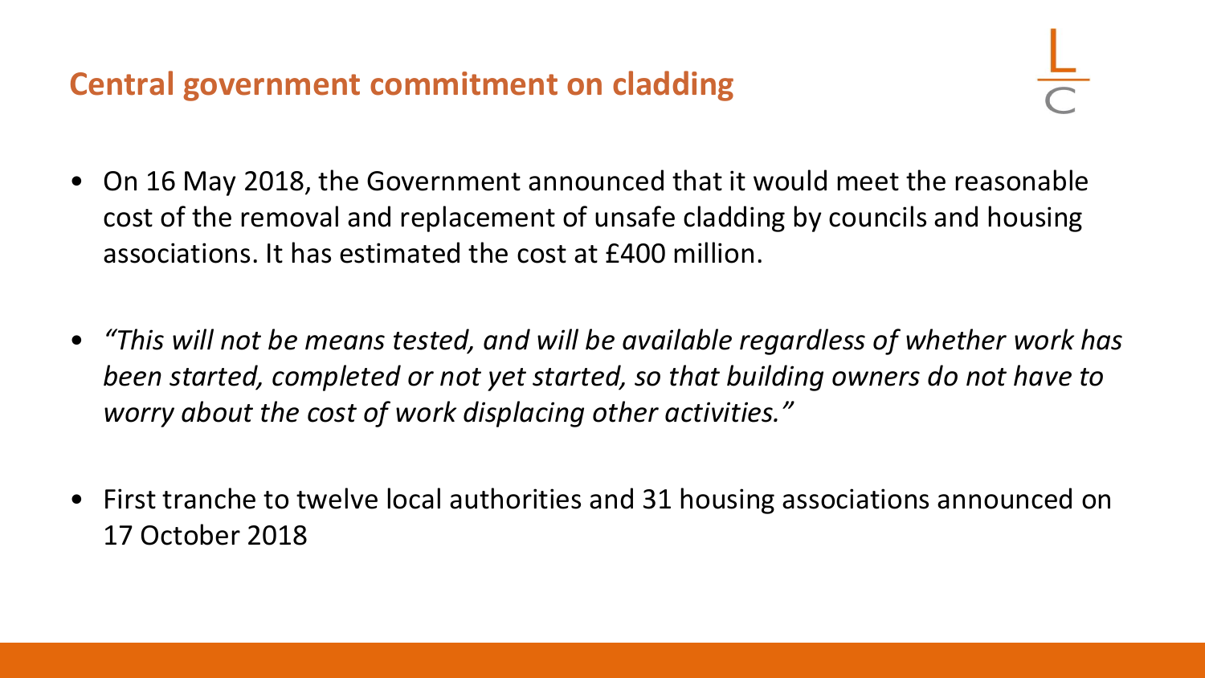## Central government commitment on cladding

- On 16 May 2018, the Government announced that it would meet the reasonable cost of the removal and replacement of unsafe cladding by councils and housing associations. It has estimated the cost at £400 million.

- *"This will not be means tested, and will be available regardless of whether work has been started, completed or not yet started, so that building owners do not have to worry about the cost of work displacing other activities."*

- First tranche to twelve local authorities and 31 housing associations announced on 17 October 2018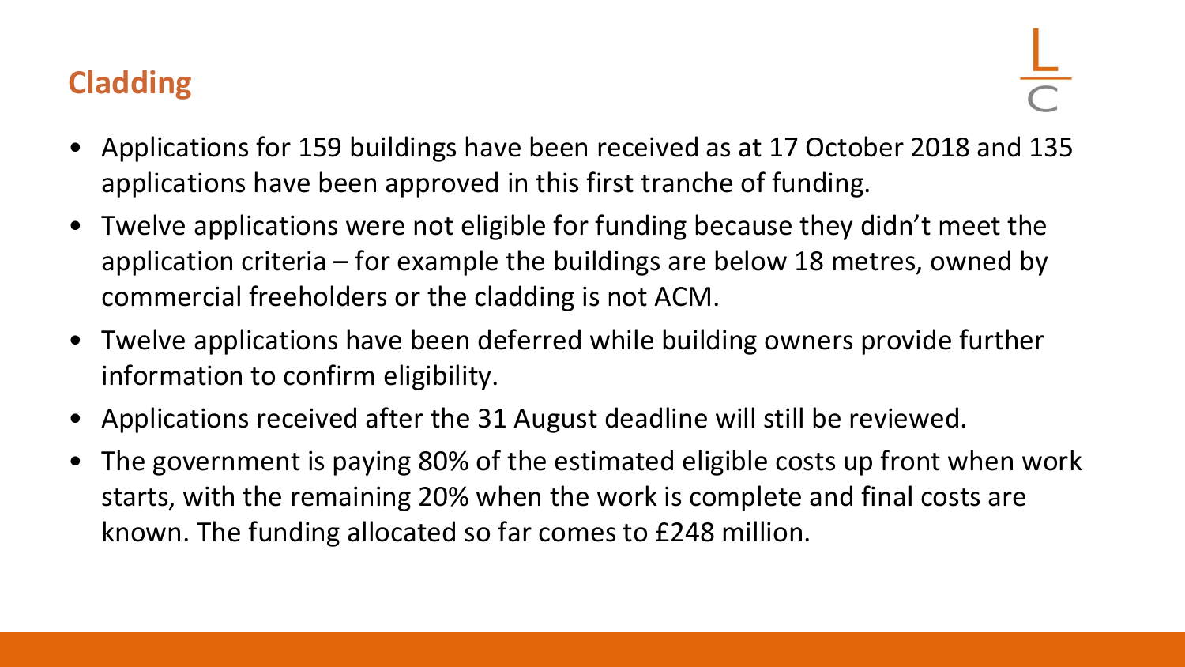## Cladding

- Applications for 159 buildings have been received as at 17 October 2018 and 135 applications have been approved in this first tranche of funding.
- Twelve applications were not eligible for funding because they didn't meet the application criteria – for example the buildings are below 18 metres, owned by commercial freeholders or the cladding is not ACM.
- Twelve applications have been deferred while building owners provide further information to confirm eligibility.
- Applications received after the 31 August deadline will still be reviewed.
- The government is paying 80% of the estimated eligible costs up front when work starts, with the remaining 20% when the work is complete and final costs are known. The funding allocated so far comes to £248 million.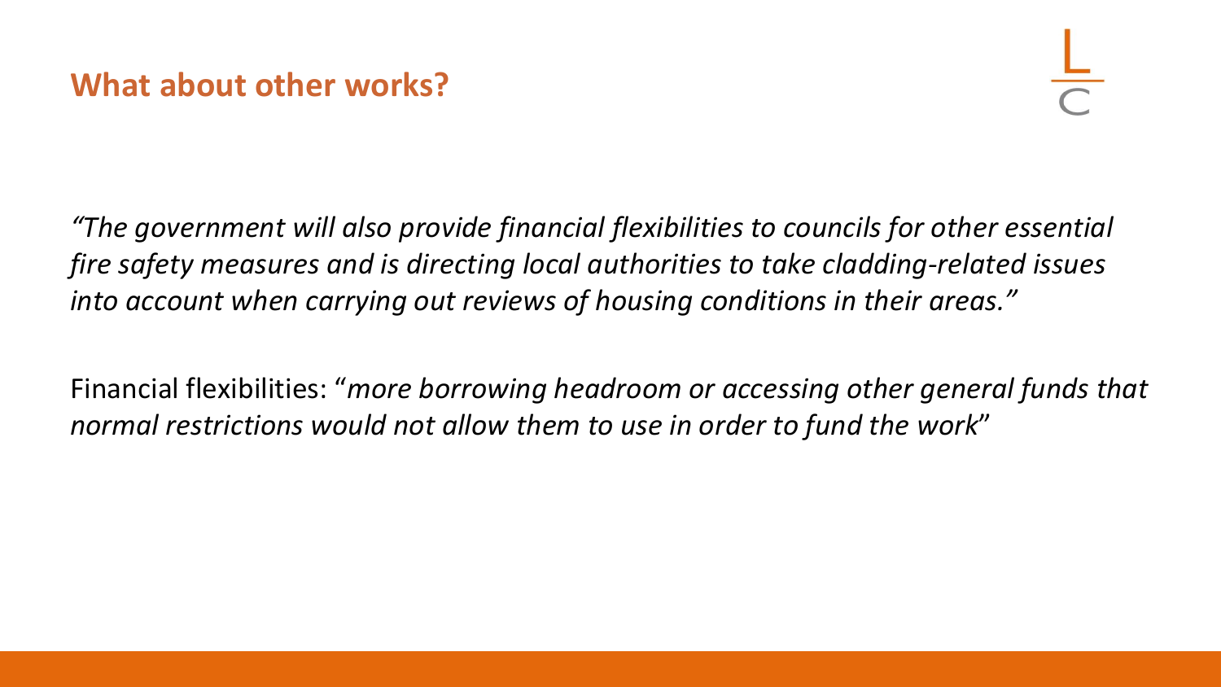## What about other works?

*"The government will also provide financial flexibilities to councils for other essential fire safety measures and is directing local authorities to take cladding-related issues into account when carrying out reviews of housing conditions in their areas."*

Financial flexibilities: "*more borrowing headroom or accessing other general funds that normal restrictions would not allow them to use in order to fund the work*"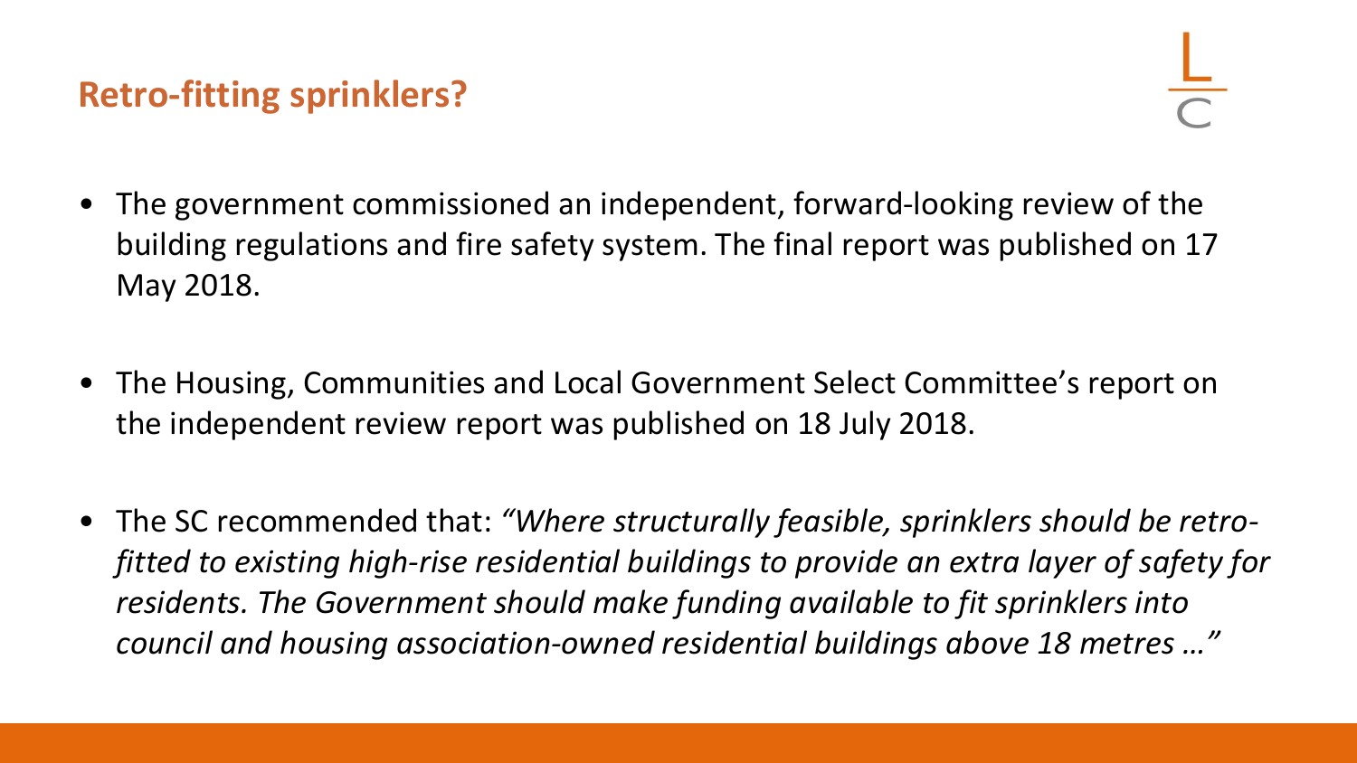## Retro-fitting sprinklers?

- The government commissioned an independent, forward-looking review of the building regulations and fire safety system. The final report was published on 17 May 2018.

- The Housing, Communities and Local Government Select Committee's report on the independent review report was published on 18 July 2018.

- The SC recommended that: *"Where structurally feasible, sprinklers should be retro-fitted to existing high-rise residential buildings to provide an extra layer of safety for residents. The Government should make funding available to fit sprinklers into council and housing association-owned residential buildings above 18 metres …"*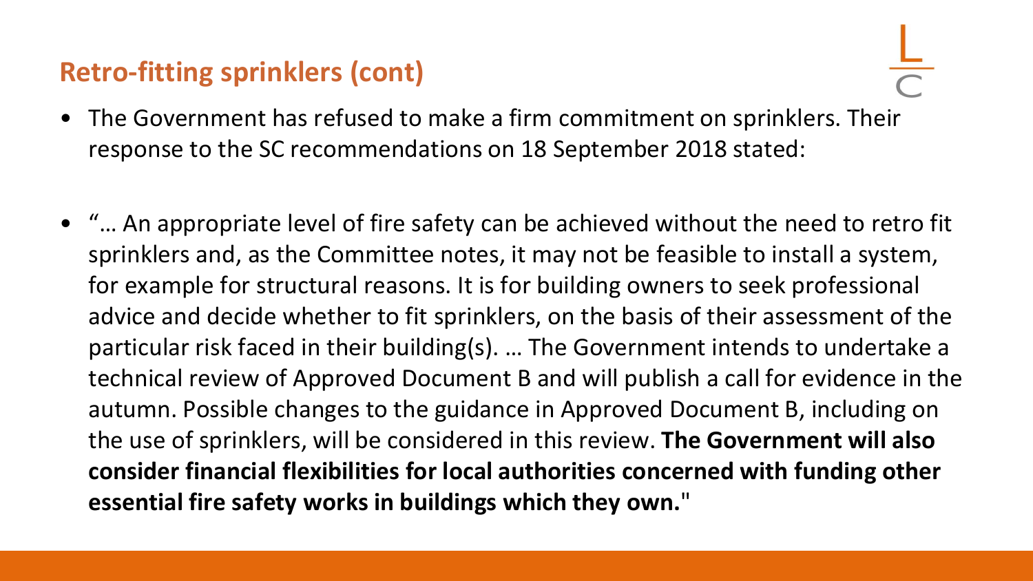## Retro-fitting sprinklers (cont)

- The Government has refused to make a firm commitment on sprinklers. Their response to the SC recommendations on 18 September 2018 stated:

- "… An appropriate level of fire safety can be achieved without the need to retro fit sprinklers and, as the Committee notes, it may not be feasible to install a system, for example for structural reasons. It is for building owners to seek professional advice and decide whether to fit sprinklers, on the basis of their assessment of the particular risk faced in their building(s). … The Government intends to undertake a technical review of Approved Document B and will publish a call for evidence in the autumn. Possible changes to the guidance in Approved Document B, including on the use of sprinklers, will be considered in this review. **The Government will also consider financial flexibilities for local authorities concerned with funding other essential fire safety works in buildings which they own.**"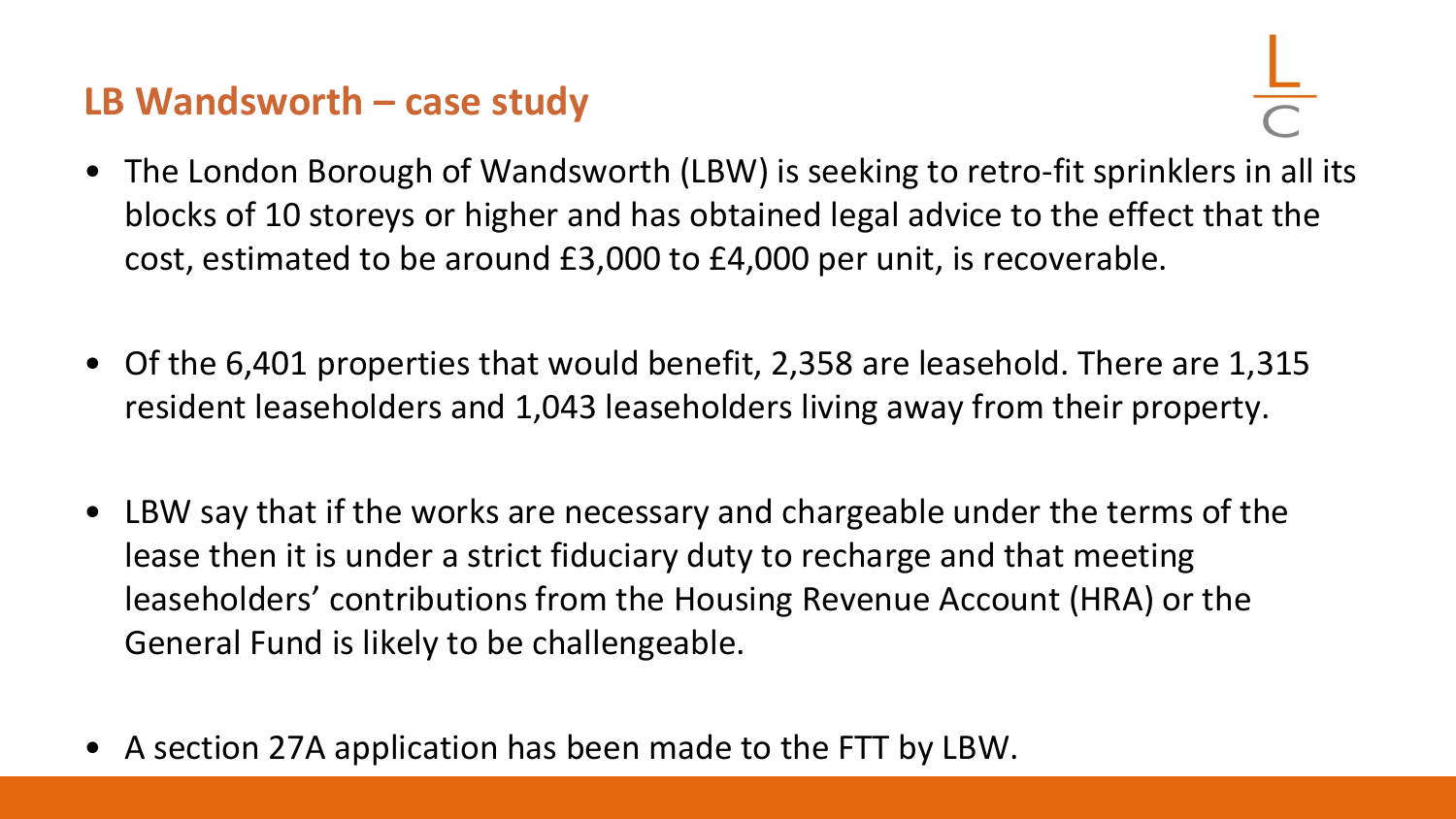## LB Wandsworth – case study

- The London Borough of Wandsworth (LBW) is seeking to retro-fit sprinklers in all its blocks of 10 storeys or higher and has obtained legal advice to the effect that the cost, estimated to be around £3,000 to £4,000 per unit, is recoverable.
- Of the 6,401 properties that would benefit, 2,358 are leasehold. There are 1,315 resident leaseholders and 1,043 leaseholders living away from their property.
- LBW say that if the works are necessary and chargeable under the terms of the lease then it is under a strict fiduciary duty to recharge and that meeting leaseholders' contributions from the Housing Revenue Account (HRA) or the General Fund is likely to be challengeable.
- A section 27A application has been made to the FTT by LBW.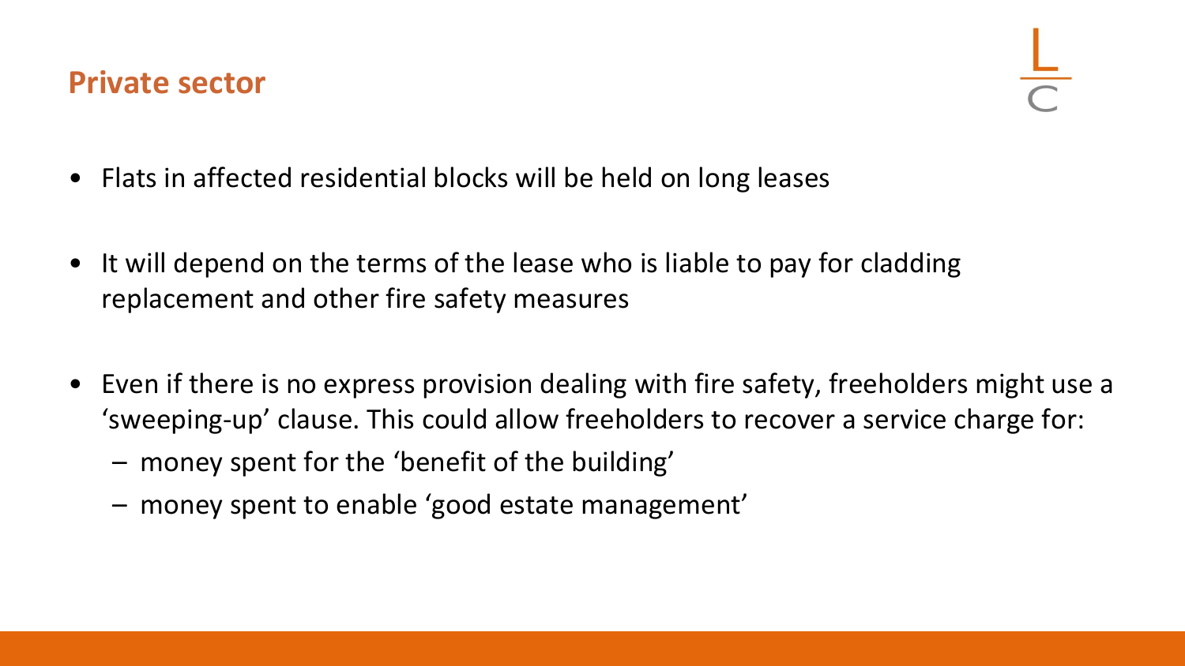## Private sector

- Flats in affected residential blocks will be held on long leases
- It will depend on the terms of the lease who is liable to pay for cladding replacement and other fire safety measures
- Even if there is no express provision dealing with fire safety, freeholders might use a 'sweeping-up' clause. This could allow freeholders to recover a service charge for:
  - money spent for the 'benefit of the building'
  - money spent to enable 'good estate management'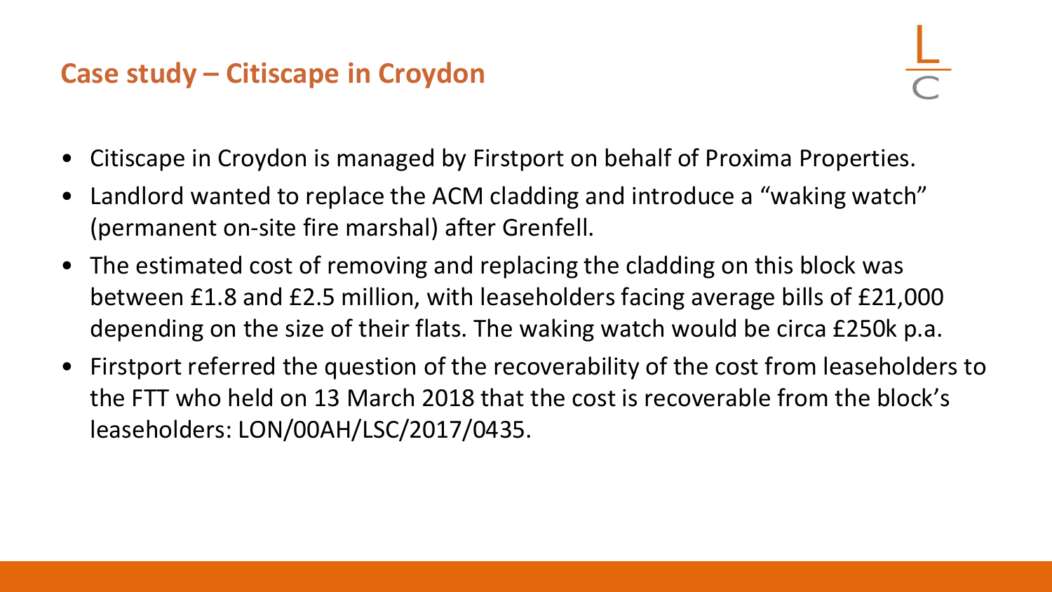## Case study – Citiscape in Croydon

- Citiscape in Croydon is managed by Firstport on behalf of Proxima Properties.
- Landlord wanted to replace the ACM cladding and introduce a "waking watch" (permanent on-site fire marshal) after Grenfell.
- The estimated cost of removing and replacing the cladding on this block was between £1.8 and £2.5 million, with leaseholders facing average bills of £21,000 depending on the size of their flats. The waking watch would be circa £250k p.a.
- Firstport referred the question of the recoverability of the cost from leaseholders to the FTT who held on 13 March 2018 that the cost is recoverable from the block's leaseholders: LON/00AH/LSC/2017/0435.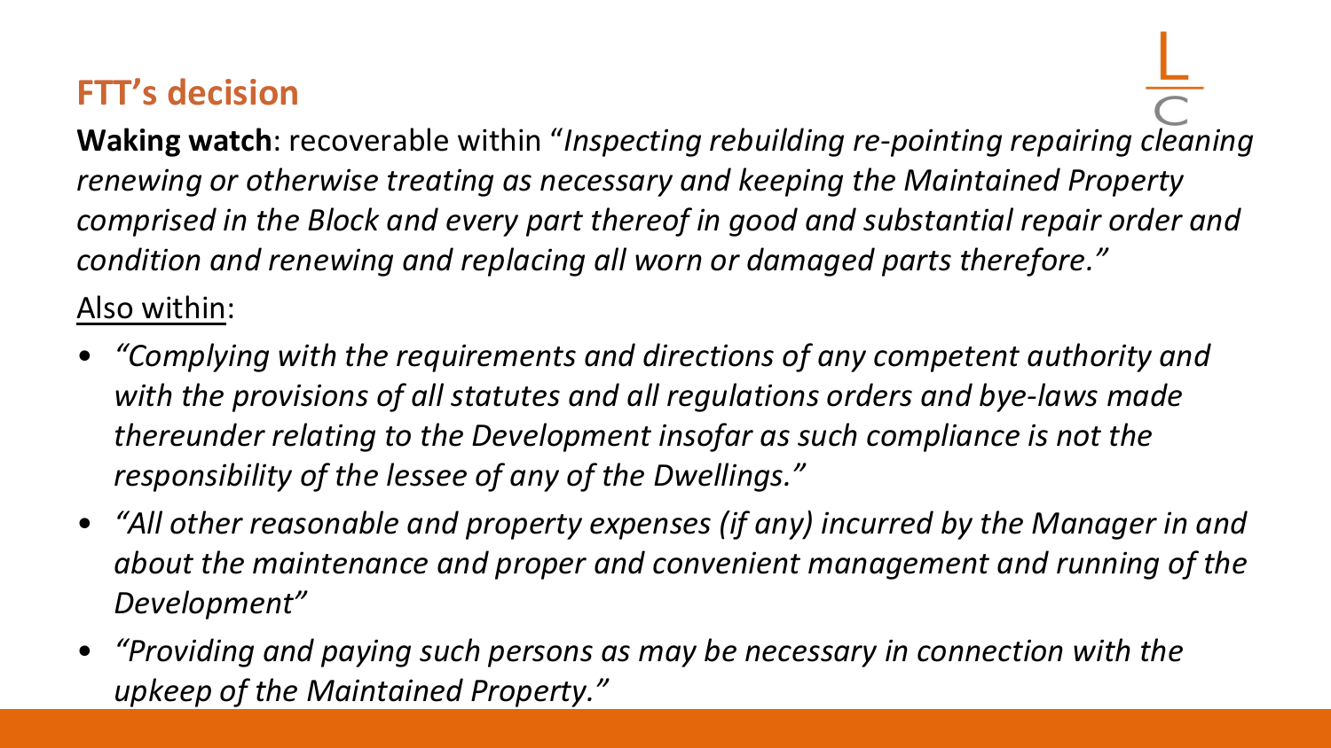## FTT's decision

**Waking watch**: recoverable within "*Inspecting rebuilding re-pointing repairing cleaning renewing or otherwise treating as necessary and keeping the Maintained Property comprised in the Block and every part thereof in good and substantial repair order and condition and renewing and replacing all worn or damaged parts therefore.*"

Also within:

- *"Complying with the requirements and directions of any competent authority and with the provisions of all statutes and all regulations orders and bye-laws made thereunder relating to the Development insofar as such compliance is not the responsibility of the lessee of any of the Dwellings."*
- *"All other reasonable and property expenses (if any) incurred by the Manager in and about the maintenance and proper and convenient management and running of the Development"*
- *"Providing and paying such persons as may be necessary in connection with the upkeep of the Maintained Property."*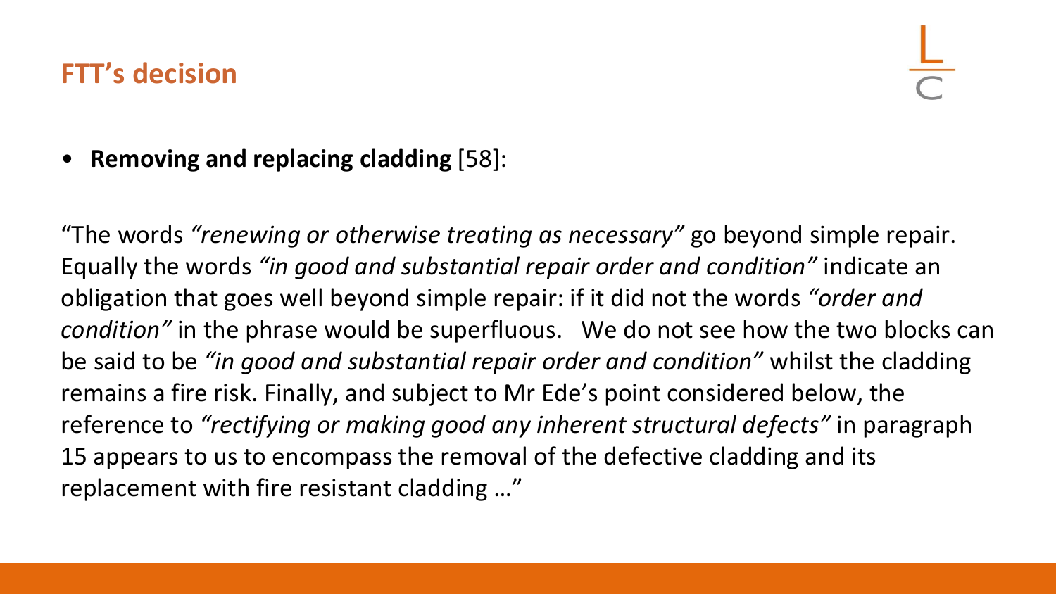## FTT's decision

- **Removing and replacing cladding** [58]:

"The words *"renewing or otherwise treating as necessary"* go beyond simple repair. Equally the words *"in good and substantial repair order and condition"* indicate an obligation that goes well beyond simple repair: if it did not the words *"order and condition"* in the phrase would be superfluous. We do not see how the two blocks can be said to be *"in good and substantial repair order and condition"* whilst the cladding remains a fire risk. Finally, and subject to Mr Ede's point considered below, the reference to *"rectifying or making good any inherent structural defects"* in paragraph 15 appears to us to encompass the removal of the defective cladding and its replacement with fire resistant cladding …"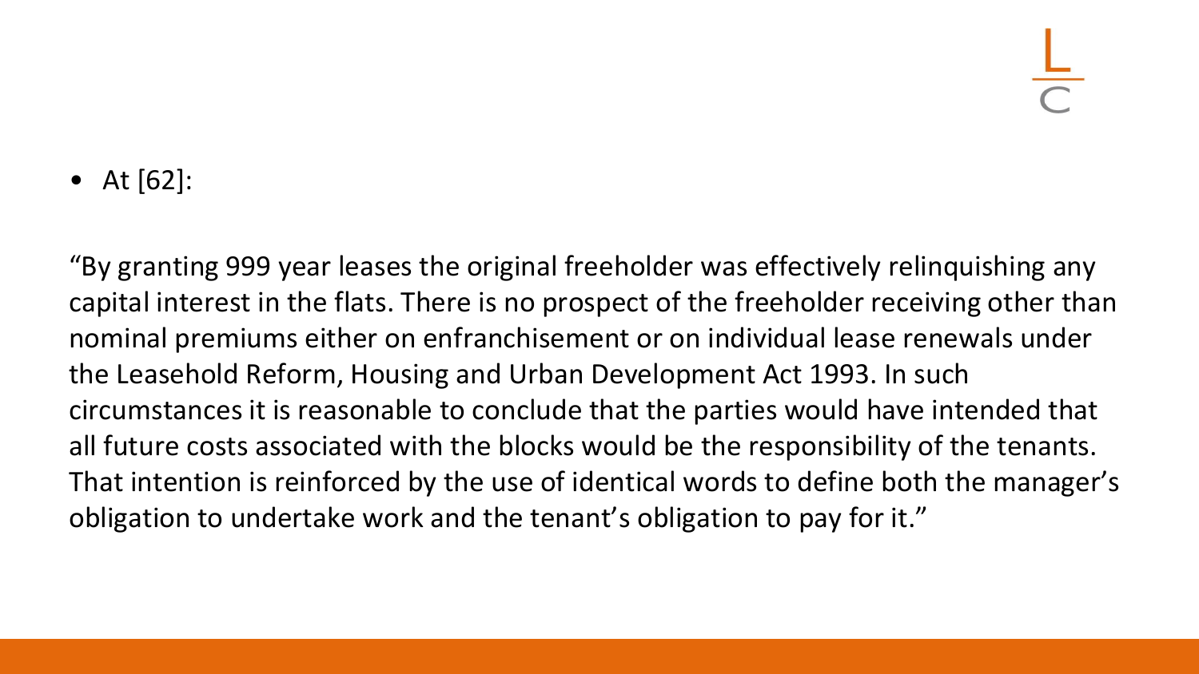- At [62]:

"By granting 999 year leases the original freeholder was effectively relinquishing any capital interest in the flats. There is no prospect of the freeholder receiving other than nominal premiums either on enfranchisement or on individual lease renewals under the Leasehold Reform, Housing and Urban Development Act 1993. In such circumstances it is reasonable to conclude that the parties would have intended that all future costs associated with the blocks would be the responsibility of the tenants. That intention is reinforced by the use of identical words to define both the manager's obligation to undertake work and the tenant's obligation to pay for it."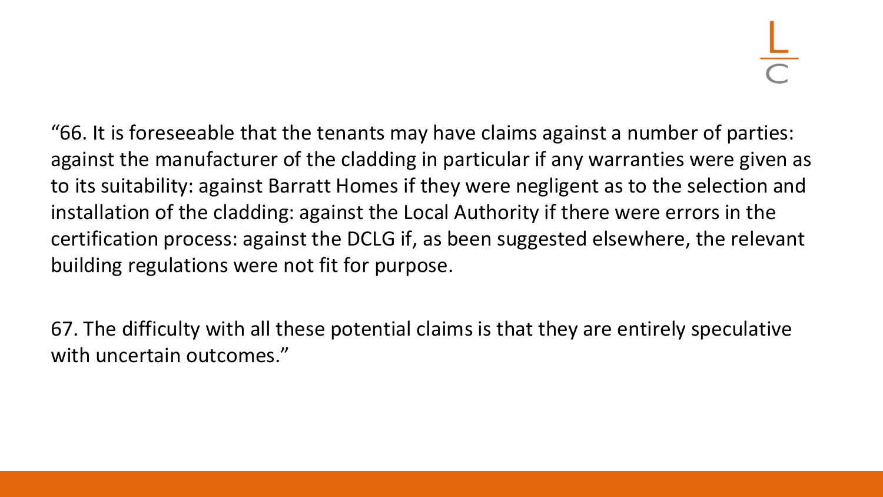"66. It is foreseeable that the tenants may have claims against a number of parties: against the manufacturer of the cladding in particular if any warranties were given as to its suitability: against Barratt Homes if they were negligent as to the selection and installation of the cladding: against the Local Authority if there were errors in the certification process: against the DCLG if, as been suggested elsewhere, the relevant building regulations were not fit for purpose.

67. The difficulty with all these potential claims is that they are entirely speculative with uncertain outcomes."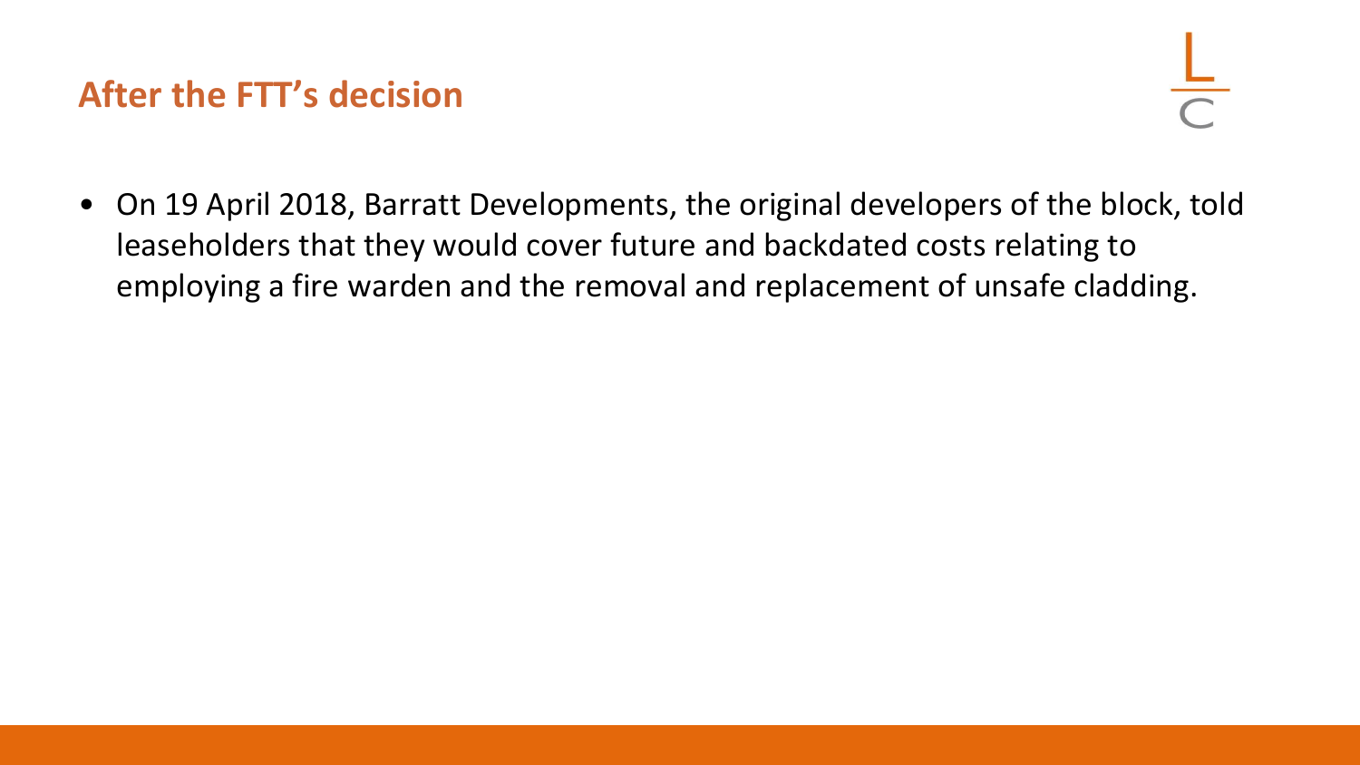## After the FTT's decision

- On 19 April 2018, Barratt Developments, the original developers of the block, told leaseholders that they would cover future and backdated costs relating to employing a fire warden and the removal and replacement of unsafe cladding.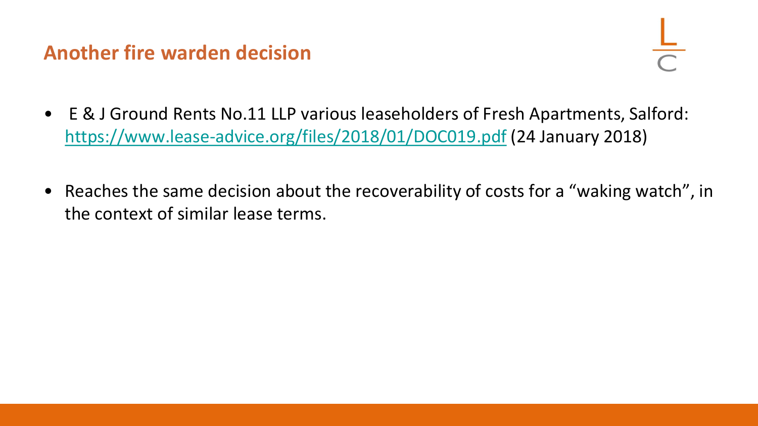## Another fire warden decision

- E & J Ground Rents No.11 LLP various leaseholders of Fresh Apartments, Salford: https://www.lease-advice.org/files/2018/01/DOC019.pdf (24 January 2018)
- Reaches the same decision about the recoverability of costs for a "waking watch", in the context of similar lease terms.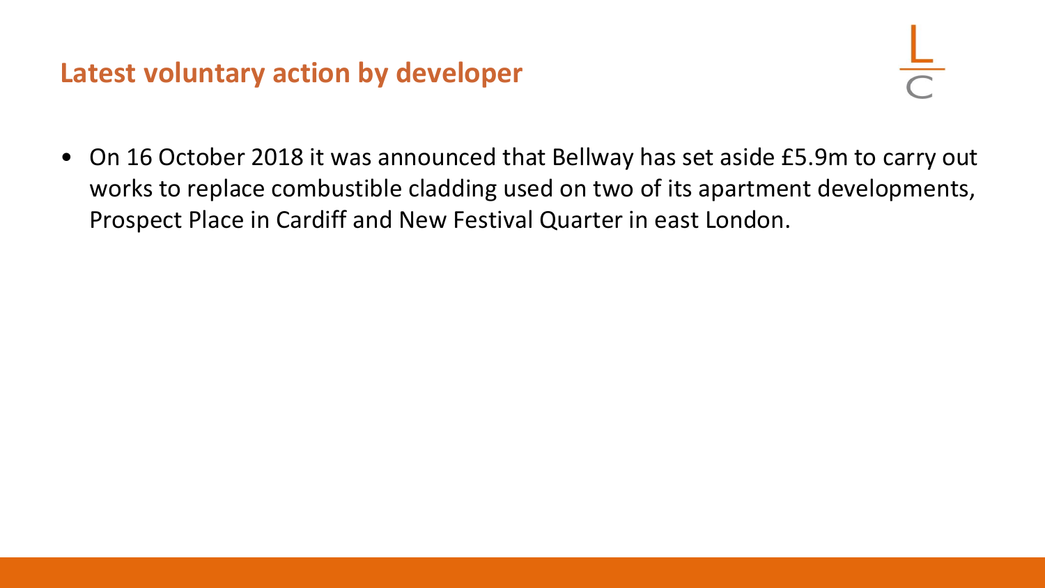## Latest voluntary action by developer

- On 16 October 2018 it was announced that Bellway has set aside £5.9m to carry out works to replace combustible cladding used on two of its apartment developments, Prospect Place in Cardiff and New Festival Quarter in east London.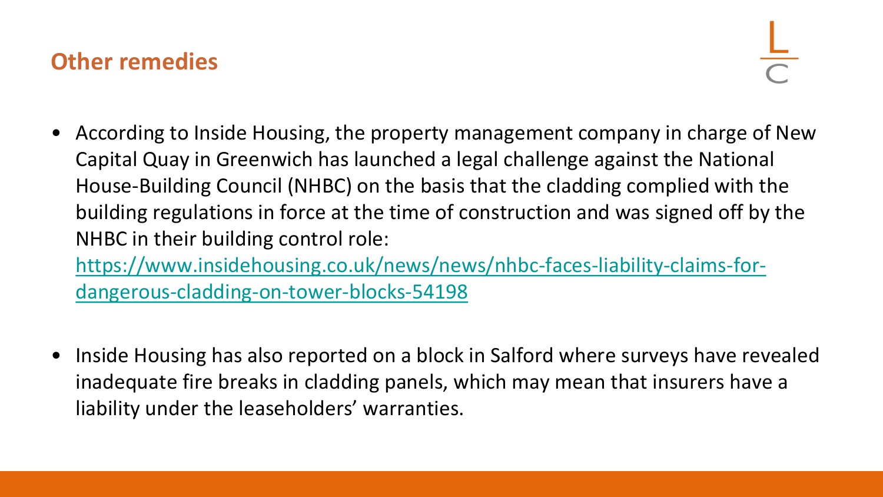## Other remedies

- According to Inside Housing, the property management company in charge of New Capital Quay in Greenwich has launched a legal challenge against the National House-Building Council (NHBC) on the basis that the cladding complied with the building regulations in force at the time of construction and was signed off by the NHBC in their building control role: [https://www.insidehousing.co.uk/news/news/nhbc-faces-liability-claims-for-dangerous-cladding-on-tower-blocks-54198](https://www.insidehousing.co.uk/news/news/nhbc-faces-liability-claims-for-dangerous-cladding-on-tower-blocks-54198)

- Inside Housing has also reported on a block in Salford where surveys have revealed inadequate fire breaks in cladding panels, which may mean that insurers have a liability under the leaseholders' warranties.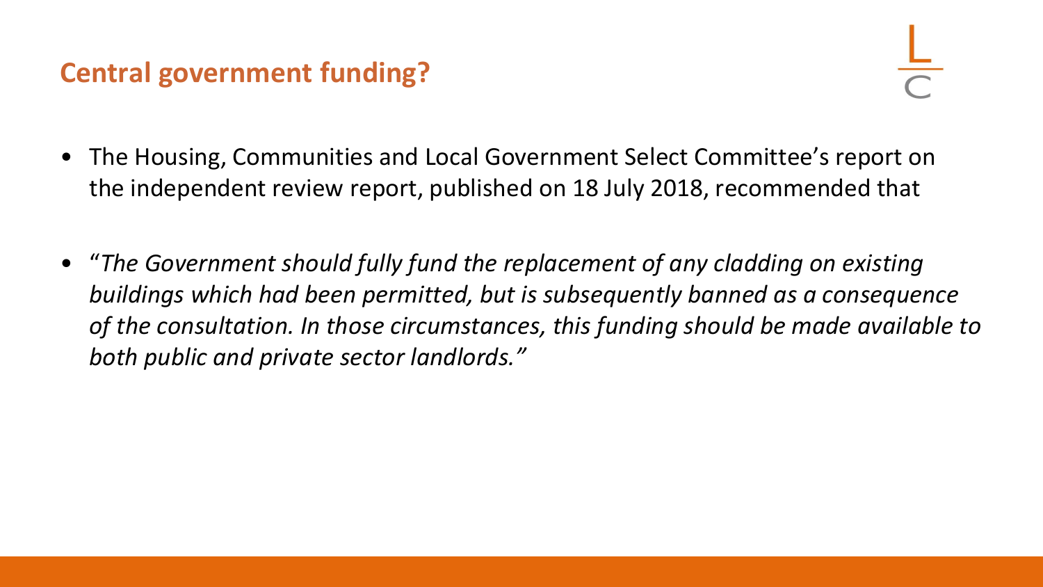## Central government funding?

- The Housing, Communities and Local Government Select Committee's report on the independent review report, published on 18 July 2018, recommended that
- "*The Government should fully fund the replacement of any cladding on existing buildings which had been permitted, but is subsequently banned as a consequence of the consultation. In those circumstances, this funding should be made available to both public and private sector landlords.*"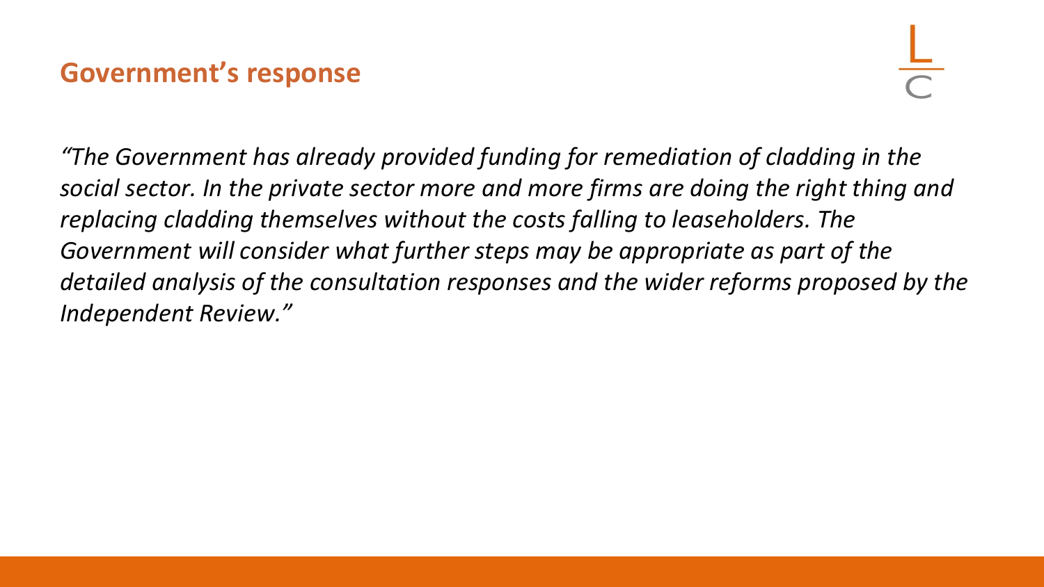## Government's response

*"The Government has already provided funding for remediation of cladding in the social sector. In the private sector more and more firms are doing the right thing and replacing cladding themselves without the costs falling to leaseholders. The Government will consider what further steps may be appropriate as part of the detailed analysis of the consultation responses and the wider reforms proposed by the Independent Review."*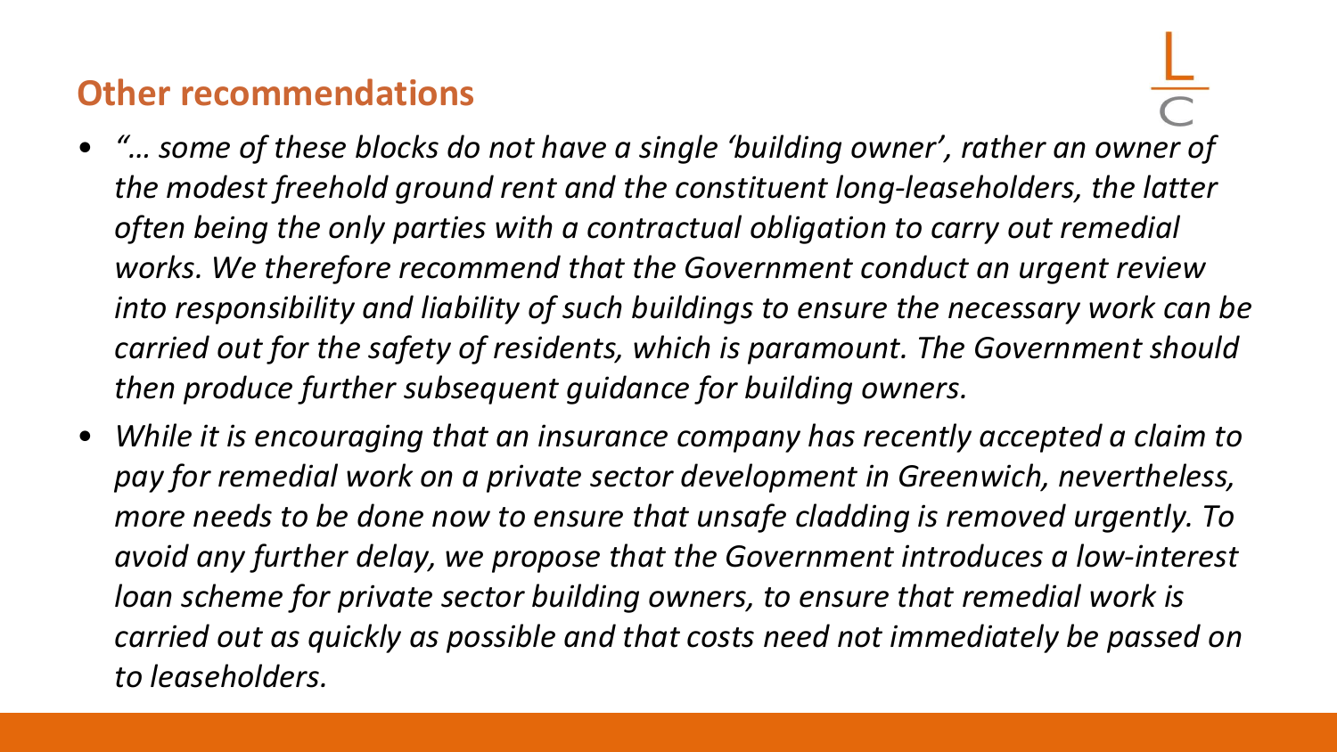## Other recommendations

- *"… some of these blocks do not have a single 'building owner', rather an owner of the modest freehold ground rent and the constituent long-leaseholders, the latter often being the only parties with a contractual obligation to carry out remedial works. We therefore recommend that the Government conduct an urgent review into responsibility and liability of such buildings to ensure the necessary work can be carried out for the safety of residents, which is paramount. The Government should then produce further subsequent guidance for building owners.*
- *While it is encouraging that an insurance company has recently accepted a claim to pay for remedial work on a private sector development in Greenwich, nevertheless, more needs to be done now to ensure that unsafe cladding is removed urgently. To avoid any further delay, we propose that the Government introduces a low-interest loan scheme for private sector building owners, to ensure that remedial work is carried out as quickly as possible and that costs need not immediately be passed on to leaseholders.*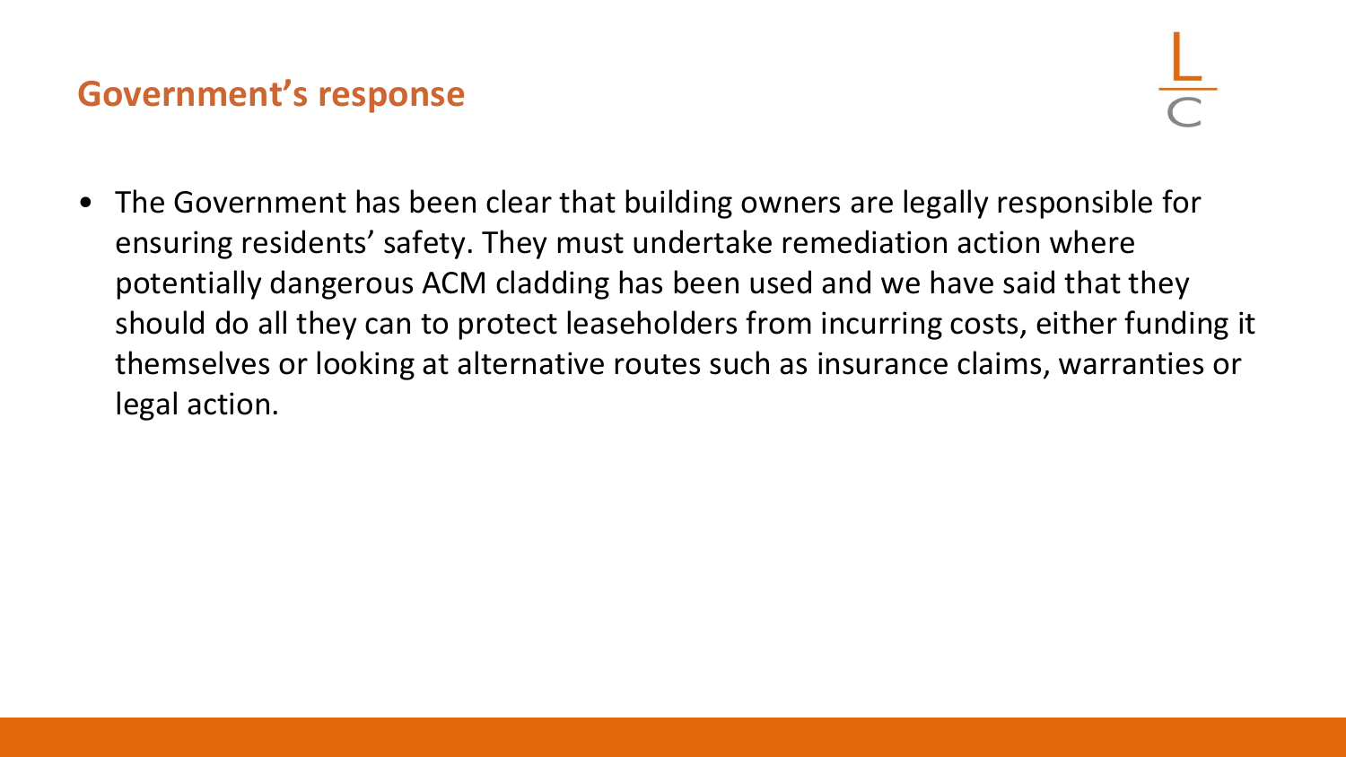## Government's response

- The Government has been clear that building owners are legally responsible for ensuring residents' safety. They must undertake remediation action where potentially dangerous ACM cladding has been used and we have said that they should do all they can to protect leaseholders from incurring costs, either funding it themselves or looking at alternative routes such as insurance claims, warranties or legal action.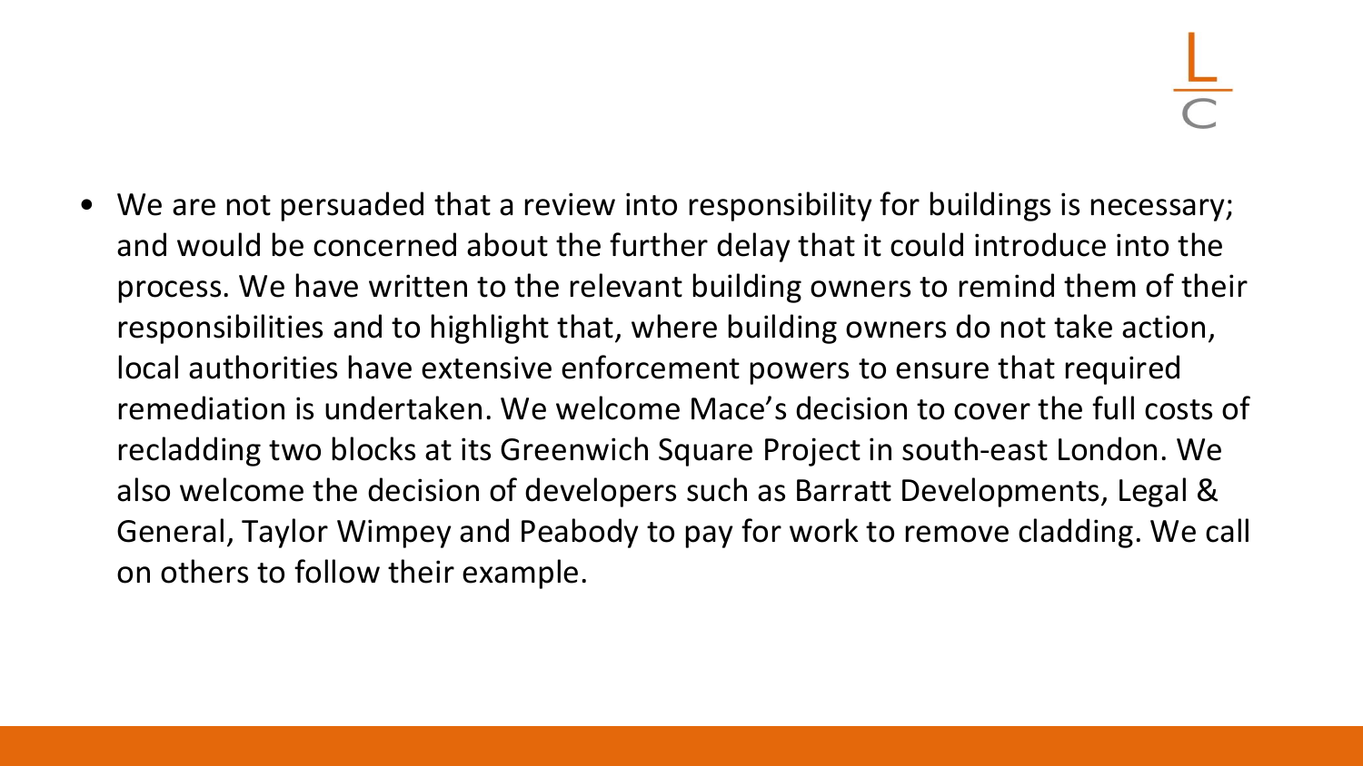- We are not persuaded that a review into responsibility for buildings is necessary; and would be concerned about the further delay that it could introduce into the process. We have written to the relevant building owners to remind them of their responsibilities and to highlight that, where building owners do not take action, local authorities have extensive enforcement powers to ensure that required remediation is undertaken. We welcome Mace's decision to cover the full costs of recladding two blocks at its Greenwich Square Project in south-east London. We also welcome the decision of developers such as Barratt Developments, Legal & General, Taylor Wimpey and Peabody to pay for work to remove cladding. We call on others to follow their example.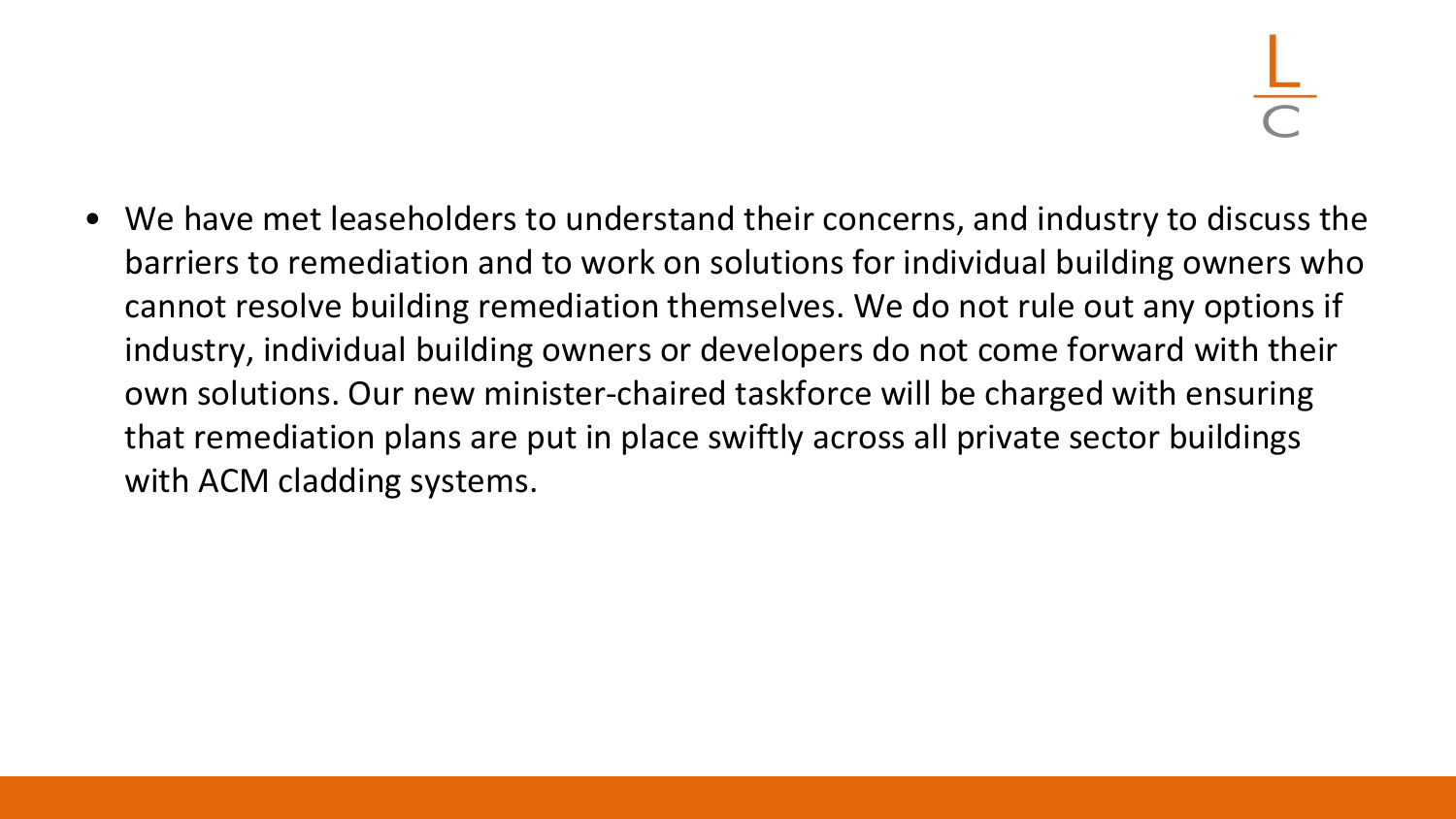- We have met leaseholders to understand their concerns, and industry to discuss the barriers to remediation and to work on solutions for individual building owners who cannot resolve building remediation themselves. We do not rule out any options if industry, individual building owners or developers do not come forward with their own solutions. Our new minister-chaired taskforce will be charged with ensuring that remediation plans are put in place swiftly across all private sector buildings with ACM cladding systems.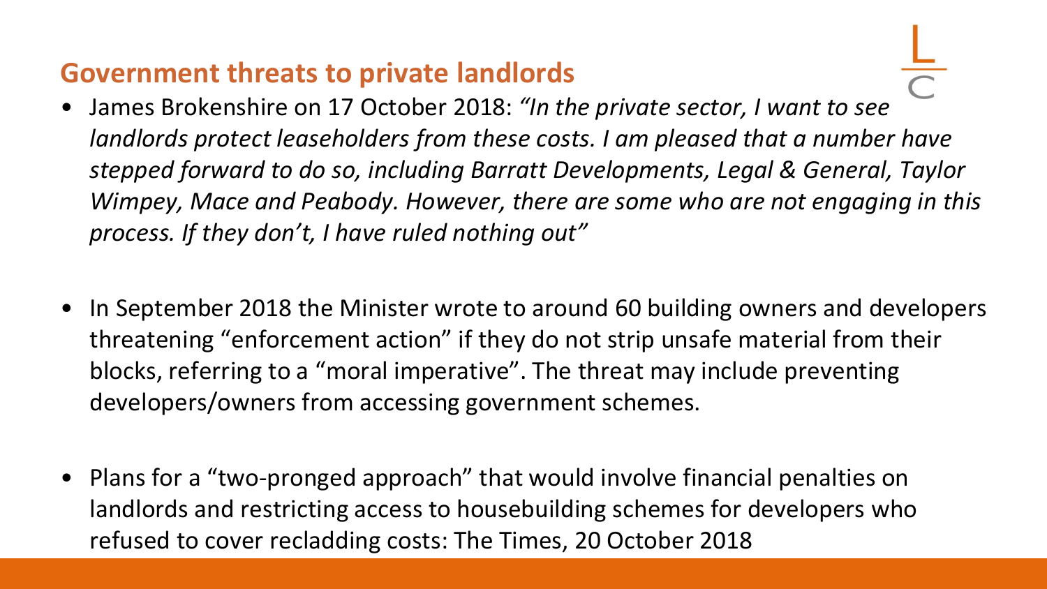## Government threats to private landlords

- James Brokenshire on 17 October 2018: *"In the private sector, I want to see landlords protect leaseholders from these costs. I am pleased that a number have stepped forward to do so, including Barratt Developments, Legal & General, Taylor Wimpey, Mace and Peabody. However, there are some who are not engaging in this process. If they don't, I have ruled nothing out"*

- In September 2018 the Minister wrote to around 60 building owners and developers threatening "enforcement action" if they do not strip unsafe material from their blocks, referring to a "moral imperative". The threat may include preventing developers/owners from accessing government schemes.

- Plans for a "two-pronged approach" that would involve financial penalties on landlords and restricting access to housebuilding schemes for developers who refused to cover recladding costs: The Times, 20 October 2018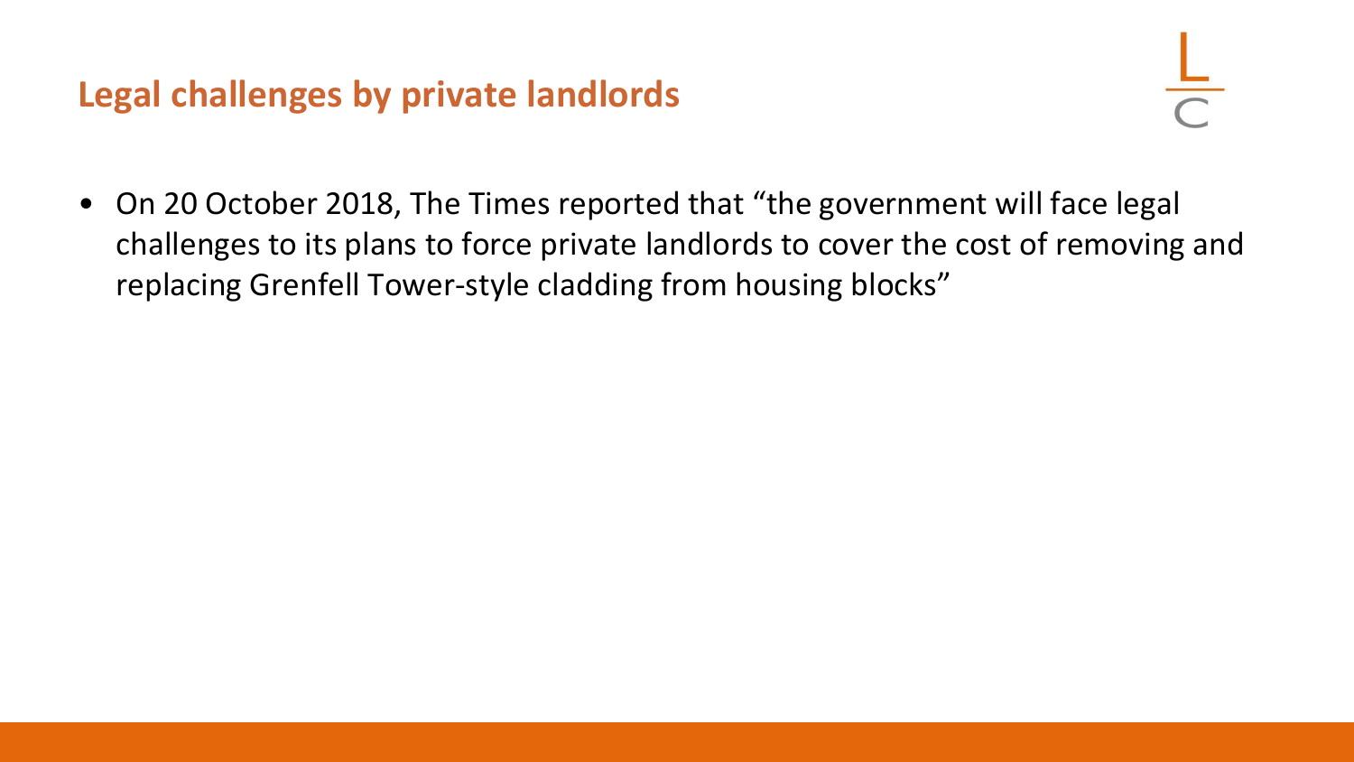## Legal challenges by private landlords

- On 20 October 2018, The Times reported that “the government will face legal challenges to its plans to force private landlords to cover the cost of removing and replacing Grenfell Tower-style cladding from housing blocks”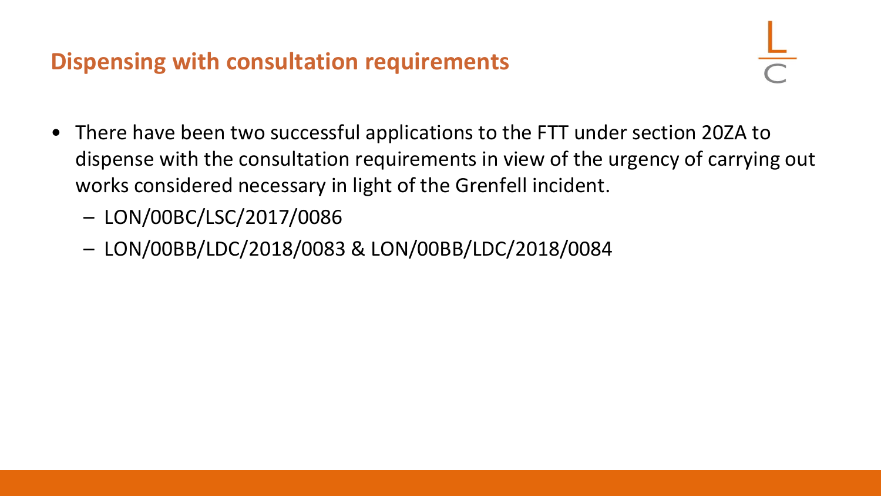## Dispensing with consultation requirements

- There have been two successful applications to the FTT under section 20ZA to dispense with the consultation requirements in view of the urgency of carrying out works considered necessary in light of the Grenfell incident.
  - LON/00BC/LSC/2017/0086
  - LON/00BB/LDC/2018/0083 & LON/00BB/LDC/2018/0084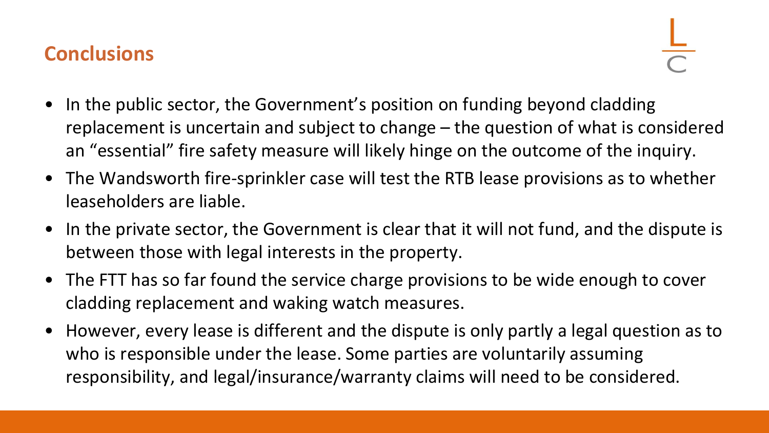## Conclusions

- In the public sector, the Government's position on funding beyond cladding replacement is uncertain and subject to change – the question of what is considered an "essential" fire safety measure will likely hinge on the outcome of the inquiry.
- The Wandsworth fire-sprinkler case will test the RTB lease provisions as to whether leaseholders are liable.
- In the private sector, the Government is clear that it will not fund, and the dispute is between those with legal interests in the property.
- The FTT has so far found the service charge provisions to be wide enough to cover cladding replacement and waking watch measures.
- However, every lease is different and the dispute is only partly a legal question as to who is responsible under the lease. Some parties are voluntarily assuming responsibility, and legal/insurance/warranty claims will need to be considered.